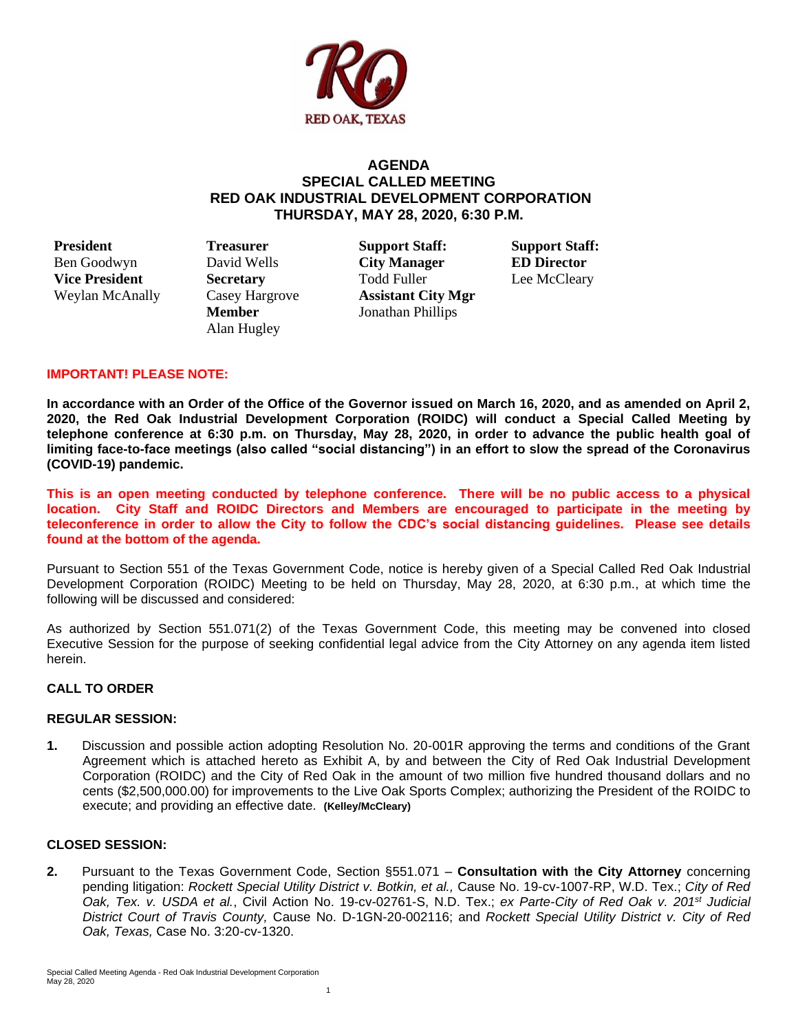RED OAK, TEXAS

# AGENDA
## SPECIAL CALLED MEETING
## RED OAK INDUSTRIAL DEVELOPMENT CORPORATION
## THURSDAY, MAY 28, 2020, 6:30 P.M.

**President**
Ben Goodwyn
**Vice President**
Weylan McAnally

**Treasurer**
David Wells
**Secretary**
Casey Hargrove
**Member**
Alan Hugley

**Support Staff:**
**City Manager**
Todd Fuller
**Assistant City Mgr**
Jonathan Phillips

**Support Staff:**
**ED Director**
Lee McCleary

**IMPORTANT! PLEASE NOTE:**

**In accordance with an Order of the Office of the Governor issued on March 16, 2020, and as amended on April 2, 2020, the Red Oak Industrial Development Corporation (ROIDC) will conduct a Special Called Meeting by telephone conference at 6:30 p.m. on Thursday, May 28, 2020, in order to advance the public health goal of limiting face-to-face meetings (also called "social distancing") in an effort to slow the spread of the Coronavirus (COVID-19) pandemic.**

**This is an open meeting conducted by telephone conference. There will be no public access to a physical location. City Staff and ROIDC Directors and Members are encouraged to participate in the meeting by teleconference in order to allow the City to follow the CDC's social distancing guidelines. Please see details found at the bottom of the agenda.**

Pursuant to Section 551 of the Texas Government Code, notice is hereby given of a Special Called Red Oak Industrial Development Corporation (ROIDC) Meeting to be held on Thursday, May 28, 2020, at 6:30 p.m., at which time the following will be discussed and considered:

As authorized by Section 551.071(2) of the Texas Government Code, this meeting may be convened into closed Executive Session for the purpose of seeking confidential legal advice from the City Attorney on any agenda item listed herein.

### CALL TO ORDER

### REGULAR SESSION:

**1.** Discussion and possible action adopting Resolution No. 20-001R approving the terms and conditions of the Grant Agreement which is attached hereto as Exhibit A, by and between the City of Red Oak Industrial Development Corporation (ROIDC) and the City of Red Oak in the amount of two million five hundred thousand dollars and no cents ($2,500,000.00) for improvements to the Live Oak Sports Complex; authorizing the President of the ROIDC to execute; and providing an effective date. **(Kelley/McCleary)**

### CLOSED SESSION:

**2.** Pursuant to the Texas Government Code, Section §551.071 – **Consultation with the City Attorney** concerning pending litigation: *Rockett Special Utility District v. Botkin, et al.,* Cause No. 19-cv-1007-RP, W.D. Tex.; *City of Red Oak, Tex. v. USDA et al.*, Civil Action No. 19-cv-02761-S, N.D. Tex.; *ex Parte-City of Red Oak v. 201st Judicial District Court of Travis County,* Cause No. D-1GN-20-002116; and *Rockett Special Utility District v. City of Red Oak, Texas,* Case No. 3:20-cv-1320.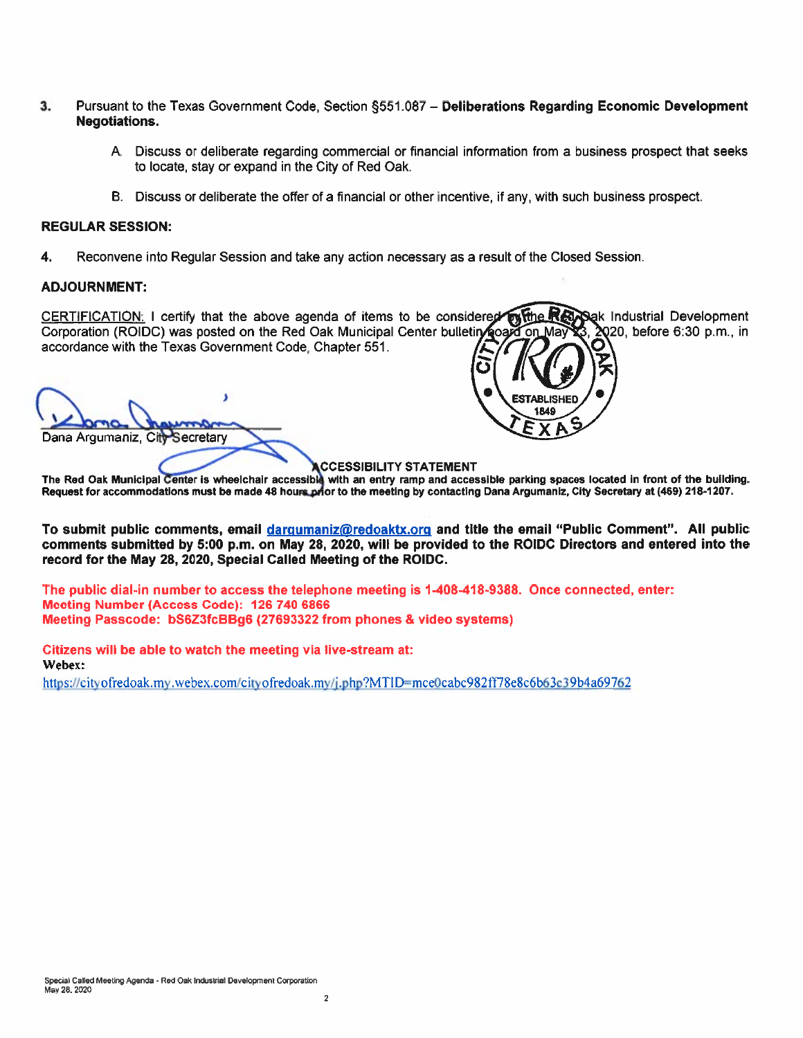3. Pursuant to the Texas Government Code, Section §551.087 – **Deliberations Regarding Economic Development Negotiations.**

   A. Discuss or deliberate regarding commercial or financial information from a business prospect that seeks to locate, stay or expand in the City of Red Oak.

   B. Discuss or deliberate the offer of a financial or other incentive, if any, with such business prospect.

**REGULAR SESSION:**

4. Reconvene into Regular Session and take any action necessary as a result of the Closed Session.

**ADJOURNMENT:**

CERTIFICATION: I certify that the above agenda of items to be considered by the Red Oak Industrial Development Corporation (ROIDC) was posted on the Red Oak Municipal Center bulletin board on May 23, 2020, before 6:30 p.m., in accordance with the Texas Government Code, Chapter 551.

Dana Argumaniz, City Secretary

CITY OF RED OAK — RO — ESTABLISHED 1849 — TEXAS

**ACCESSIBILITY STATEMENT**

**The Red Oak Municipal Center is wheelchair accessible with an entry ramp and accessible parking spaces located in front of the building. Request for accommodations must be made 48 hours prior to the meeting by contacting Dana Argumaniz, City Secretary at (469) 218-1207.**

**To submit public comments, email dargumaniz@redoaktx.org and title the email "Public Comment". All public comments submitted by 5:00 p.m. on May 28, 2020, will be provided to the ROIDC Directors and entered into the record for the May 28, 2020, Special Called Meeting of the ROIDC.**

**The public dial-in number to access the telephone meeting is 1-408-418-9388. Once connected, enter:**
**Meeting Number (Access Code): 126 740 6866**
**Meeting Passcode: bS6Z3fcBBg6 (27693322 from phones & video systems)**

**Citizens will be able to watch the meeting via live-stream at:**
**Webex:**
https://cityofredoak.my.webex.com/cityofredoak.my/j.php?MTID=mce0cabc982ff78e8c6b63c39b4a69762

Special Called Meeting Agenda - Red Oak Industrial Development Corporation
May 28, 2020